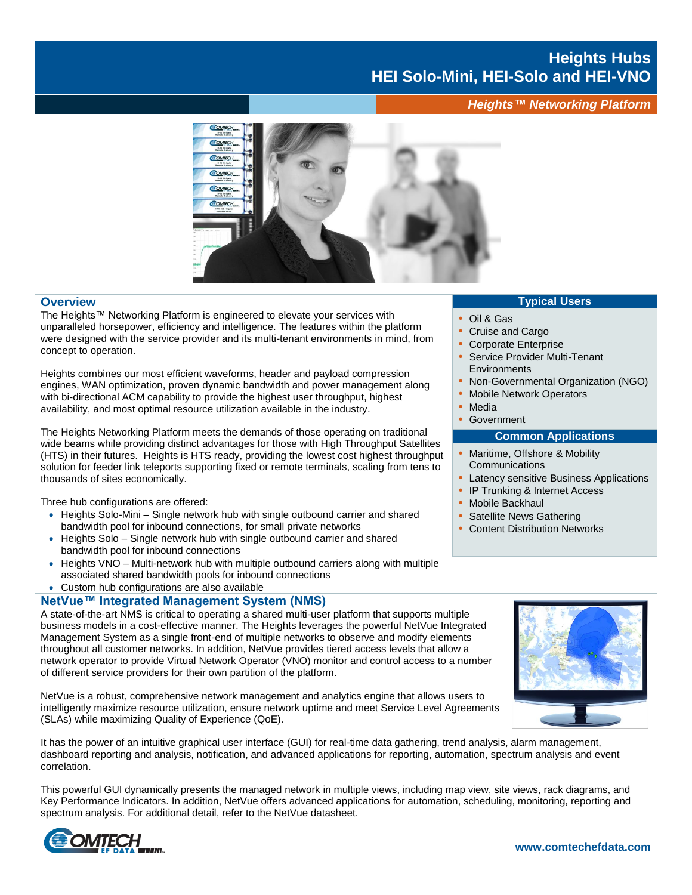# Heights Hubs
# HEI Solo-Mini, HEI-Solo and HEI-VNO

***Heights™ Networking Platform***

## Overview

The Heights™ Networking Platform is engineered to elevate your services with unparalleled horsepower, efficiency and intelligence. The features within the platform were designed with the service provider and its multi-tenant environments in mind, from concept to operation.

Heights combines our most efficient waveforms, header and payload compression engines, WAN optimization, proven dynamic bandwidth and power management along with bi-directional ACM capability to provide the highest user throughput, highest availability, and most optimal resource utilization available in the industry.

The Heights Networking Platform meets the demands of those operating on traditional wide beams while providing distinct advantages for those with High Throughput Satellites (HTS) in their futures. Heights is HTS ready, providing the lowest cost highest throughput solution for feeder link teleports supporting fixed or remote terminals, scaling from tens to thousands of sites economically.

Three hub configurations are offered:

- Heights Solo-Mini – Single network hub with single outbound carrier and shared bandwidth pool for inbound connections, for small private networks
- Heights Solo – Single network hub with single outbound carrier and shared bandwidth pool for inbound connections
- Heights VNO – Multi-network hub with multiple outbound carriers along with multiple associated shared bandwidth pools for inbound connections
- Custom hub configurations are also available

### Typical Users

- Oil & Gas
- Cruise and Cargo
- Corporate Enterprise
- Service Provider Multi-Tenant Environments
- Non-Governmental Organization (NGO)
- Mobile Network Operators
- Media
- Government

### Common Applications

- Maritime, Offshore & Mobility Communications
- Latency sensitive Business Applications
- IP Trunking & Internet Access
- Mobile Backhaul
- Satellite News Gathering
- Content Distribution Networks

## NetVue™ Integrated Management System (NMS)

A state-of-the-art NMS is critical to operating a shared multi-user platform that supports multiple business models in a cost-effective manner. The Heights leverages the powerful NetVue Integrated Management System as a single front-end of multiple networks to observe and modify elements throughout all customer networks. In addition, NetVue provides tiered access levels that allow a network operator to provide Virtual Network Operator (VNO) monitor and control access to a number of different service providers for their own partition of the platform.

NetVue is a robust, comprehensive network management and analytics engine that allows users to intelligently maximize resource utilization, ensure network uptime and meet Service Level Agreements (SLAs) while maximizing Quality of Experience (QoE).

It has the power of an intuitive graphical user interface (GUI) for real-time data gathering, trend analysis, alarm management, dashboard reporting and analysis, notification, and advanced applications for reporting, automation, spectrum analysis and event correlation.

This powerful GUI dynamically presents the managed network in multiple views, including map view, site views, rack diagrams, and Key Performance Indicators. In addition, NetVue offers advanced applications for automation, scheduling, monitoring, reporting and spectrum analysis. For additional detail, refer to the NetVue datasheet.

www.comtechefdata.com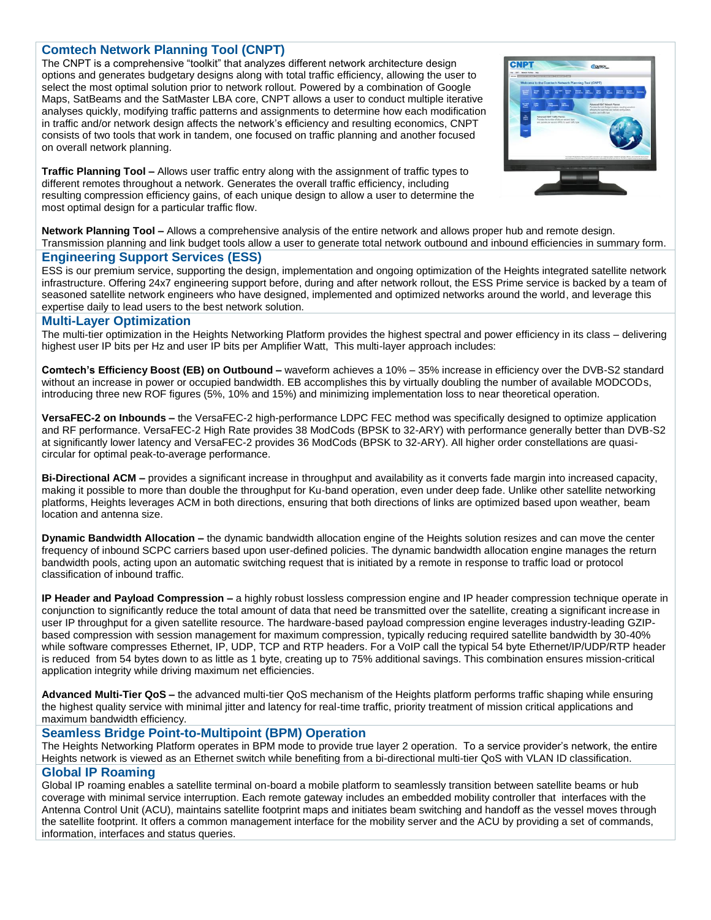## Comtech Network Planning Tool (CNPT)

The CNPT is a comprehensive "toolkit" that analyzes different network architecture design options and generates budgetary designs along with total traffic efficiency, allowing the user to select the most optimal solution prior to network rollout. Powered by a combination of Google Maps, SatBeams and the SatMaster LBA core, CNPT allows a user to conduct multiple iterative analyses quickly, modifying traffic patterns and assignments to determine how each modification in traffic and/or network design affects the network's efficiency and resulting economics, CNPT consists of two tools that work in tandem, one focused on traffic planning and another focused on overall network planning.

**Traffic Planning Tool –** Allows user traffic entry along with the assignment of traffic types to different remotes throughout a network. Generates the overall traffic efficiency, including resulting compression efficiency gains, of each unique design to allow a user to determine the most optimal design for a particular traffic flow.

**Network Planning Tool –** Allows a comprehensive analysis of the entire network and allows proper hub and remote design. Transmission planning and link budget tools allow a user to generate total network outbound and inbound efficiencies in summary form.

## Engineering Support Services (ESS)

ESS is our premium service, supporting the design, implementation and ongoing optimization of the Heights integrated satellite network infrastructure. Offering 24x7 engineering support before, during and after network rollout, the ESS Prime service is backed by a team of seasoned satellite network engineers who have designed, implemented and optimized networks around the world, and leverage this expertise daily to lead users to the best network solution.

## Multi-Layer Optimization

The multi-tier optimization in the Heights Networking Platform provides the highest spectral and power efficiency in its class – delivering highest user IP bits per Hz and user IP bits per Amplifier Watt, This multi-layer approach includes:

**Comtech's Efficiency Boost (EB) on Outbound –** waveform achieves a 10% – 35% increase in efficiency over the DVB-S2 standard without an increase in power or occupied bandwidth. EB accomplishes this by virtually doubling the number of available MODCODs, introducing three new ROF figures (5%, 10% and 15%) and minimizing implementation loss to near theoretical operation.

**VersaFEC-2 on Inbounds –** the VersaFEC-2 high-performance LDPC FEC method was specifically designed to optimize application and RF performance. VersaFEC-2 High Rate provides 38 ModCods (BPSK to 32-ARY) with performance generally better than DVB-S2 at significantly lower latency and VersaFEC-2 provides 36 ModCods (BPSK to 32-ARY). All higher order constellations are quasi-circular for optimal peak-to-average performance.

**Bi-Directional ACM –** provides a significant increase in throughput and availability as it converts fade margin into increased capacity, making it possible to more than double the throughput for Ku-band operation, even under deep fade. Unlike other satellite networking platforms, Heights leverages ACM in both directions, ensuring that both directions of links are optimized based upon weather, beam location and antenna size.

**Dynamic Bandwidth Allocation –** the dynamic bandwidth allocation engine of the Heights solution resizes and can move the center frequency of inbound SCPC carriers based upon user-defined policies. The dynamic bandwidth allocation engine manages the return bandwidth pools, acting upon an automatic switching request that is initiated by a remote in response to traffic load or protocol classification of inbound traffic.

**IP Header and Payload Compression –** a highly robust lossless compression engine and IP header compression technique operate in conjunction to significantly reduce the total amount of data that need be transmitted over the satellite, creating a significant increase in user IP throughput for a given satellite resource. The hardware-based payload compression engine leverages industry-leading GZIP-based compression with session management for maximum compression, typically reducing required satellite bandwidth by 30-40% while software compresses Ethernet, IP, UDP, TCP and RTP headers. For a VoIP call the typical 54 byte Ethernet/IP/UDP/RTP header is reduced from 54 bytes down to as little as 1 byte, creating up to 75% additional savings. This combination ensures mission-critical application integrity while driving maximum net efficiencies.

**Advanced Multi-Tier QoS –** the advanced multi-tier QoS mechanism of the Heights platform performs traffic shaping while ensuring the highest quality service with minimal jitter and latency for real-time traffic, priority treatment of mission critical applications and maximum bandwidth efficiency.

## Seamless Bridge Point-to-Multipoint (BPM) Operation

The Heights Networking Platform operates in BPM mode to provide true layer 2 operation. To a service provider's network, the entire Heights network is viewed as an Ethernet switch while benefiting from a bi-directional multi-tier QoS with VLAN ID classification.

## Global IP Roaming

Global IP roaming enables a satellite terminal on-board a mobile platform to seamlessly transition between satellite beams or hub coverage with minimal service interruption. Each remote gateway includes an embedded mobility controller that interfaces with the Antenna Control Unit (ACU), maintains satellite footprint maps and initiates beam switching and handoff as the vessel moves through the satellite footprint. It offers a common management interface for the mobility server and the ACU by providing a set of commands, information, interfaces and status queries.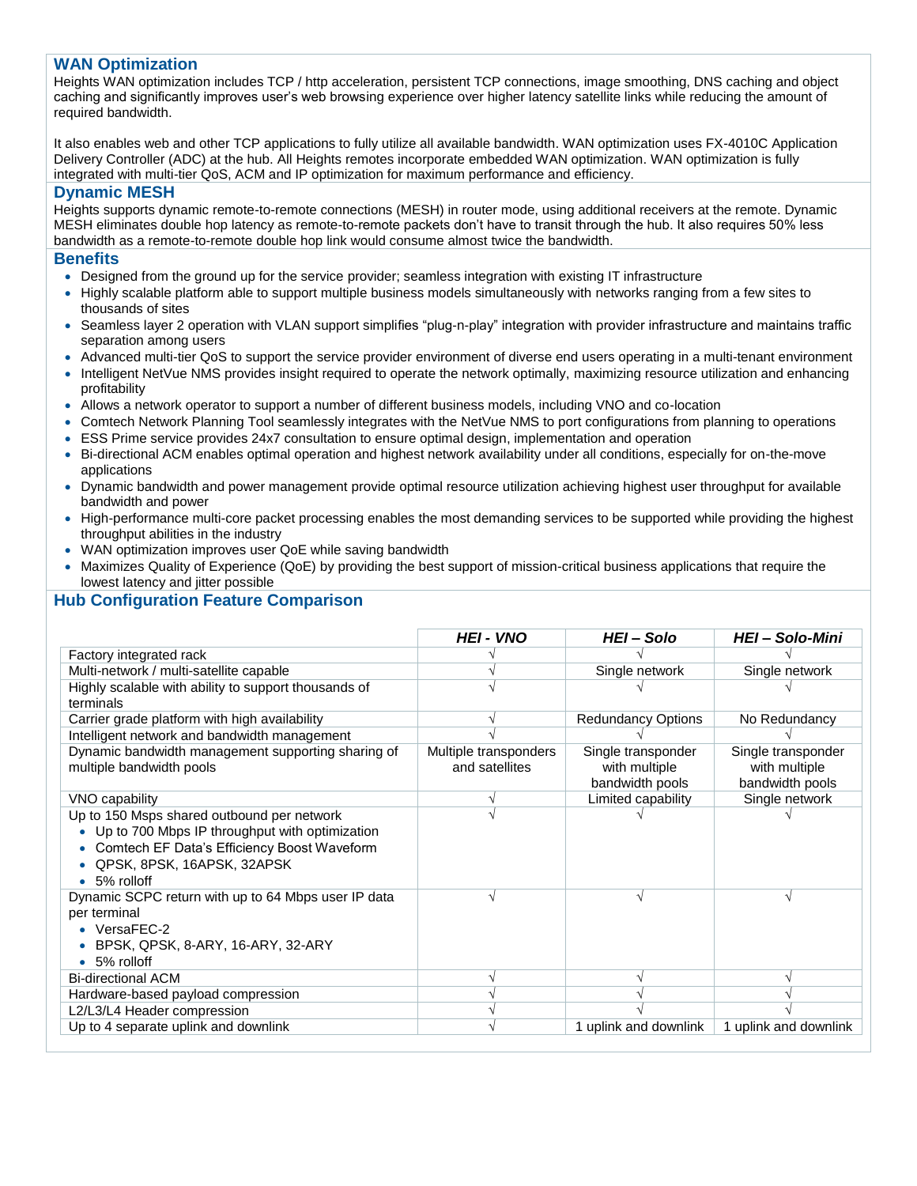## WAN Optimization

Heights WAN optimization includes TCP / http acceleration, persistent TCP connections, image smoothing, DNS caching and object caching and significantly improves user's web browsing experience over higher latency satellite links while reducing the amount of required bandwidth.

It also enables web and other TCP applications to fully utilize all available bandwidth. WAN optimization uses FX-4010C Application Delivery Controller (ADC) at the hub. All Heights remotes incorporate embedded WAN optimization. WAN optimization is fully integrated with multi-tier QoS, ACM and IP optimization for maximum performance and efficiency.

## Dynamic MESH

Heights supports dynamic remote-to-remote connections (MESH) in router mode, using additional receivers at the remote. Dynamic MESH eliminates double hop latency as remote-to-remote packets don't have to transit through the hub. It also requires 50% less bandwidth as a remote-to-remote double hop link would consume almost twice the bandwidth.

## Benefits

- Designed from the ground up for the service provider; seamless integration with existing IT infrastructure
- Highly scalable platform able to support multiple business models simultaneously with networks ranging from a few sites to thousands of sites
- Seamless layer 2 operation with VLAN support simplifies "plug-n-play" integration with provider infrastructure and maintains traffic separation among users
- Advanced multi-tier QoS to support the service provider environment of diverse end users operating in a multi-tenant environment
- Intelligent NetVue NMS provides insight required to operate the network optimally, maximizing resource utilization and enhancing profitability
- Allows a network operator to support a number of different business models, including VNO and co-location
- Comtech Network Planning Tool seamlessly integrates with the NetVue NMS to port configurations from planning to operations
- ESS Prime service provides 24x7 consultation to ensure optimal design, implementation and operation
- Bi-directional ACM enables optimal operation and highest network availability under all conditions, especially for on-the-move applications
- Dynamic bandwidth and power management provide optimal resource utilization achieving highest user throughput for available bandwidth and power
- High-performance multi-core packet processing enables the most demanding services to be supported while providing the highest throughput abilities in the industry
- WAN optimization improves user QoE while saving bandwidth
- Maximizes Quality of Experience (QoE) by providing the best support of mission-critical business applications that require the lowest latency and jitter possible

## Hub Configuration Feature Comparison

| | *HEI - VNO* | *HEI – Solo* | *HEI – Solo-Mini* |
|---|---|---|---|
| Factory integrated rack | √ | √ | √ |
| Multi-network / multi-satellite capable | √ | Single network | Single network |
| Highly scalable with ability to support thousands of terminals | √ | √ | √ |
| Carrier grade platform with high availability | √ | Redundancy Options | No Redundancy |
| Intelligent network and bandwidth management | √ | √ | √ |
| Dynamic bandwidth management supporting sharing of multiple bandwidth pools | Multiple transponders and satellites | Single transponder with multiple bandwidth pools | Single transponder with multiple bandwidth pools |
| VNO capability | √ | Limited capability | Single network |
| Up to 150 Msps shared outbound per network<br>• Up to 700 Mbps IP throughput with optimization<br>• Comtech EF Data's Efficiency Boost Waveform<br>• QPSK, 8PSK, 16APSK, 32APSK<br>• 5% rolloff | √ | √ | √ |
| Dynamic SCPC return with up to 64 Mbps user IP data per terminal<br>• VersaFEC-2<br>• BPSK, QPSK, 8-ARY, 16-ARY, 32-ARY<br>• 5% rolloff | √ | √ | √ |
| Bi-directional ACM | √ | √ | √ |
| Hardware-based payload compression | √ | √ | √ |
| L2/L3/L4 Header compression | √ | √ | √ |
| Up to 4 separate uplink and downlink | √ | 1 uplink and downlink | 1 uplink and downlink |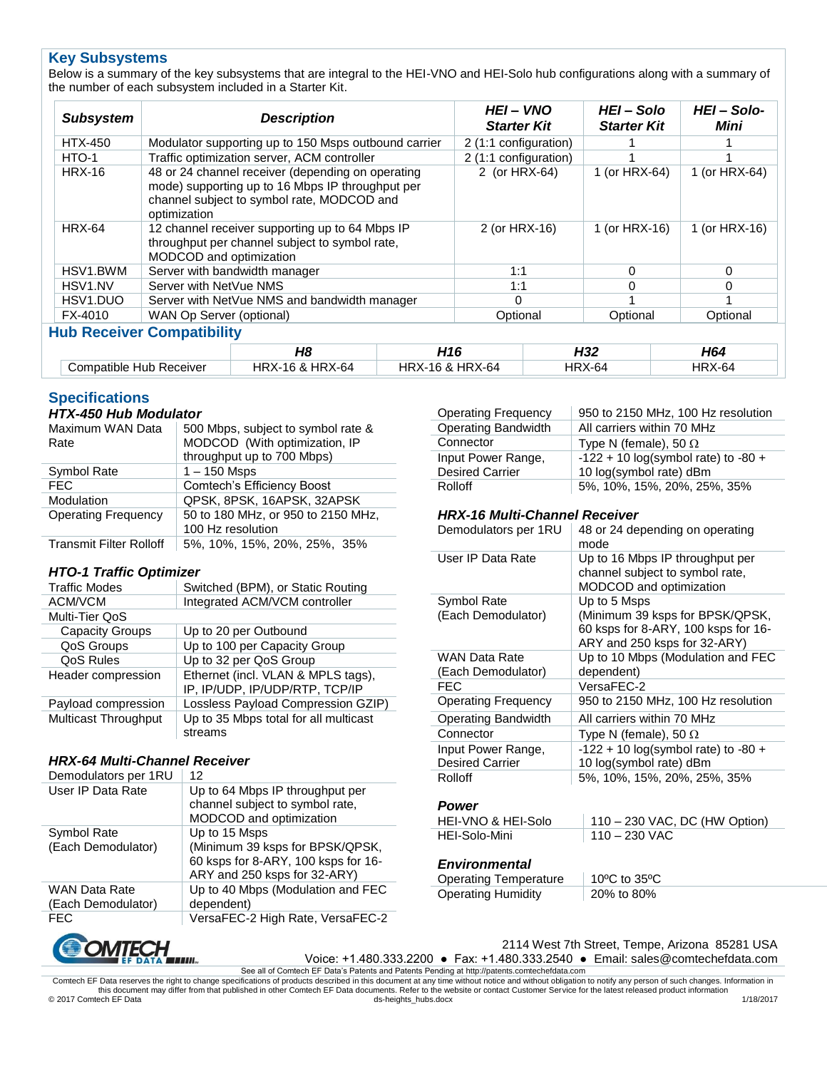## Key Subsystems

Below is a summary of the key subsystems that are integral to the HEI-VNO and HEI-Solo hub configurations along with a summary of the number of each subsystem included in a Starter Kit.

| Subsystem | Description | HEI – VNO Starter Kit | HEI – Solo Starter Kit | HEI – Solo-Mini |
|---|---|---|---|---|
| HTX-450 | Modulator supporting up to 150 Msps outbound carrier | 2 (1:1 configuration) | 1 | 1 |
| HTO-1 | Traffic optimization server, ACM controller | 2 (1:1 configuration) | 1 | 1 |
| HRX-16 | 48 or 24 channel receiver (depending on operating mode) supporting up to 16 Mbps IP throughput per channel subject to symbol rate, MODCOD and optimization | 2 (or HRX-64) | 1 (or HRX-64) | 1 (or HRX-64) |
| HRX-64 | 12 channel receiver supporting up to 64 Mbps IP throughput per channel subject to symbol rate, MODCOD and optimization | 2 (or HRX-16) | 1 (or HRX-16) | 1 (or HRX-16) |
| HSV1.BWM | Server with bandwidth manager | 1:1 | 0 | 0 |
| HSV1.NV | Server with NetVue NMS | 1:1 | 0 | 0 |
| HSV1.DUO | Server with NetVue NMS and bandwidth manager | 0 | 1 | 1 |
| FX-4010 | WAN Op Server (optional) | Optional | Optional | Optional |

## Hub Receiver Compatibility

| | H8 | H16 | H32 | H64 |
|---|---|---|---|---|
| Compatible Hub Receiver | HRX-16 & HRX-64 | HRX-16 & HRX-64 | HRX-64 | HRX-64 |

## Specifications

### HTX-450 Hub Modulator

| | |
|---|---|
| Maximum WAN Data Rate | 500 Mbps, subject to symbol rate & MODCOD (With optimization, IP throughput up to 700 Mbps) |
| Symbol Rate | 1 – 150 Msps |
| FEC | Comtech's Efficiency Boost |
| Modulation | QPSK, 8PSK, 16APSK, 32APSK |
| Operating Frequency | 50 to 180 MHz, or 950 to 2150 MHz, 100 Hz resolution |
| Transmit Filter Rolloff | 5%, 10%, 15%, 20%, 25%, 35% |

### HTO-1 Traffic Optimizer

| | |
|---|---|
| Traffic Modes | Switched (BPM), or Static Routing |
| ACM/VCM | Integrated ACM/VCM controller |
| Multi-Tier QoS | |
| Capacity Groups | Up to 20 per Outbound |
| QoS Groups | Up to 100 per Capacity Group |
| QoS Rules | Up to 32 per QoS Group |
| Header compression | Ethernet (incl. VLAN & MPLS tags), IP, IP/UDP, IP/UDP/RTP, TCP/IP |
| Payload compression | Lossless Payload Compression GZIP) |
| Multicast Throughput | Up to 35 Mbps total for all multicast streams |

### HRX-64 Multi-Channel Receiver

| | |
|---|---|
| Demodulators per 1RU | 12 |
| User IP Data Rate | Up to 64 Mbps IP throughput per channel subject to symbol rate, MODCOD and optimization |
| Symbol Rate (Each Demodulator) | Up to 15 Msps (Minimum 39 ksps for BPSK/QPSK, 60 ksps for 8-ARY, 100 ksps for 16-ARY and 250 ksps for 32-ARY) |
| WAN Data Rate (Each Demodulator) | Up to 40 Mbps (Modulation and FEC dependent) |
| FEC | VersaFEC-2 High Rate, VersaFEC-2 |
| Operating Frequency | 950 to 2150 MHz, 100 Hz resolution |
| Operating Bandwidth | All carriers within 70 MHz |
| Connector | Type N (female), 50 Ω |
| Input Power Range, Desired Carrier | -122 + 10 log(symbol rate) to -80 + 10 log(symbol rate) dBm |
| Rolloff | 5%, 10%, 15%, 20%, 25%, 35% |

### HRX-16 Multi-Channel Receiver

| | |
|---|---|
| Demodulators per 1RU | 48 or 24 depending on operating mode |
| User IP Data Rate | Up to 16 Mbps IP throughput per channel subject to symbol rate, MODCOD and optimization |
| Symbol Rate (Each Demodulator) | Up to 5 Msps (Minimum 39 ksps for BPSK/QPSK, 60 ksps for 8-ARY, 100 ksps for 16-ARY and 250 ksps for 32-ARY) |
| WAN Data Rate (Each Demodulator) | Up to 10 Mbps (Modulation and FEC dependent) |
| FEC | VersaFEC-2 |
| Operating Frequency | 950 to 2150 MHz, 100 Hz resolution |
| Operating Bandwidth | All carriers within 70 MHz |
| Connector | Type N (female), 50 Ω |
| Input Power Range, Desired Carrier | -122 + 10 log(symbol rate) to -80 + 10 log(symbol rate) dBm |
| Rolloff | 5%, 10%, 15%, 20%, 25%, 35% |

### Power

| | |
|---|---|
| HEI-VNO & HEI-Solo | 110 – 230 VAC, DC (HW Option) |
| HEI-Solo-Mini | 110 – 230 VAC |

### Environmental

| | |
|---|---|
| Operating Temperature | 10ºC to 35ºC |
| Operating Humidity | 20% to 80% |

COMTECH EF DATA

2114 West 7th Street, Tempe, Arizona 85281 USA
Voice: +1.480.333.2200 • Fax: +1.480.333.2540 • Email: sales@comtechefdata.com

See all of Comtech EF Data's Patents and Patents Pending at http://patents.comtechefdata.com

Comtech EF Data reserves the right to change specifications of products described in this document at any time without notice and without obligation to notify any person of such changes. Information in this document may differ from that published in other Comtech EF Data documents. Refer to the website or contact Customer Service for the latest released product information

© 2017 Comtech EF Data ds-heights_hubs.docx 1/18/2017